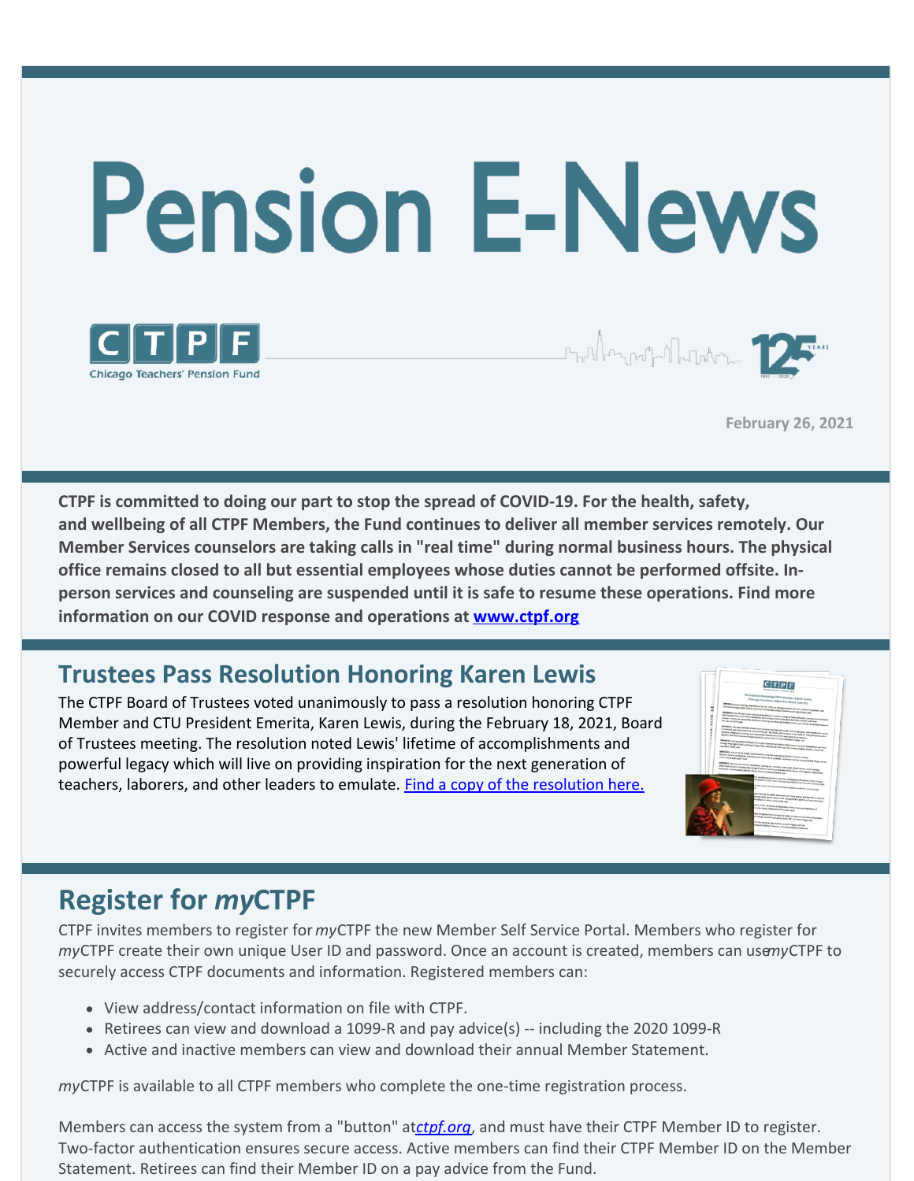# Pension E-News

CTPF
Chicago Teachers' Pension Fund

February 26, 2021

**CTPF is committed to doing our part to stop the spread of COVID-19. For the health, safety, and wellbeing of all CTPF Members, the Fund continues to deliver all member services remotely. Our Member Services counselors are taking calls in "real time" during normal business hours. The physical office remains closed to all but essential employees whose duties cannot be performed offsite. In-person services and counseling are suspended until it is safe to resume these operations. Find more information on our COVID response and operations at [www.ctpf.org](www.ctpf.org)**

## Trustees Pass Resolution Honoring Karen Lewis

The CTPF Board of Trustees voted unanimously to pass a resolution honoring CTPF Member and CTU President Emerita, Karen Lewis, during the February 18, 2021, Board of Trustees meeting. The resolution noted Lewis' lifetime of accomplishments and powerful legacy which will live on providing inspiration for the next generation of teachers, laborers, and other leaders to emulate. Find a copy of the resolution here.

## Register for *my*CTPF

CTPF invites members to register for *my*CTPF the new Member Self Service Portal. Members who register for *my*CTPF create their own unique User ID and password. Once an account is created, members can use *my*CTPF to securely access CTPF documents and information. Registered members can:

- View address/contact information on file with CTPF.
- Retirees can view and download a 1099-R and pay advice(s) -- including the 2020 1099-R
- Active and inactive members can view and download their annual Member Statement.

*my*CTPF is available to all CTPF members who complete the one-time registration process.

Members can access the system from a "button" at *ctpf.org*, and must have their CTPF Member ID to register. Two-factor authentication ensures secure access. Active members can find their CTPF Member ID on the Member Statement. Retirees can find their Member ID on a pay advice from the Fund.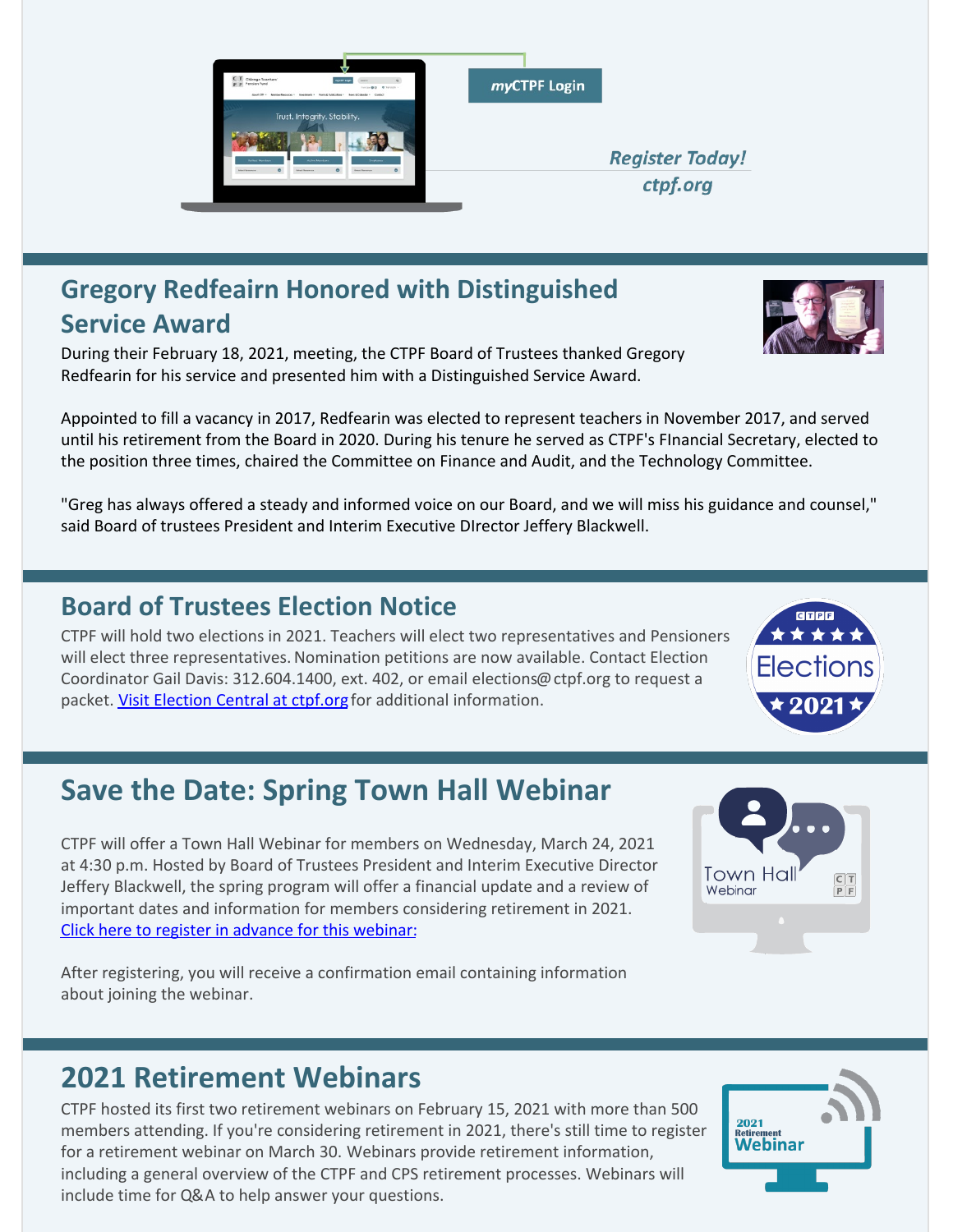*my*CTPF Login

*Register Today!*
*ctpf.org*

## Gregory Redfeairn Honored with Distinguished Service Award

During their February 18, 2021, meeting, the CTPF Board of Trustees thanked Gregory Redfearin for his service and presented him with a Distinguished Service Award.

Appointed to fill a vacancy in 2017, Redfearin was elected to represent teachers in November 2017, and served until his retirement from the Board in 2020. During his tenure he served as CTPF's FInancial Secretary, elected to the position three times, chaired the Committee on Finance and Audit, and the Technology Committee.

"Greg has always offered a steady and informed voice on our Board, and we will miss his guidance and counsel," said Board of trustees President and Interim Executive DIrector Jeffery Blackwell.

## Board of Trustees Election Notice

CTPF will hold two elections in 2021. Teachers will elect two representatives and Pensioners will elect three representatives. Nomination petitions are now available. Contact Election Coordinator Gail Davis: 312.604.1400, ext. 402, or email elections@ctpf.org to request a packet. [Visit Election Central at ctpf.org](#) for additional information.

## Save the Date: Spring Town Hall Webinar

CTPF will offer a Town Hall Webinar for members on Wednesday, March 24, 2021 at 4:30 p.m. Hosted by Board of Trustees President and Interim Executive Director Jeffery Blackwell, the spring program will offer a financial update and a review of important dates and information for members considering retirement in 2021. [Click here to register in advance for this webinar:](#)

After registering, you will receive a confirmation email containing information about joining the webinar.

## 2021 Retirement Webinars

CTPF hosted its first two retirement webinars on February 15, 2021 with more than 500 members attending. If you're considering retirement in 2021, there's still time to register for a retirement webinar on March 30. Webinars provide retirement information, including a general overview of the CTPF and CPS retirement processes. Webinars will include time for Q&A to help answer your questions.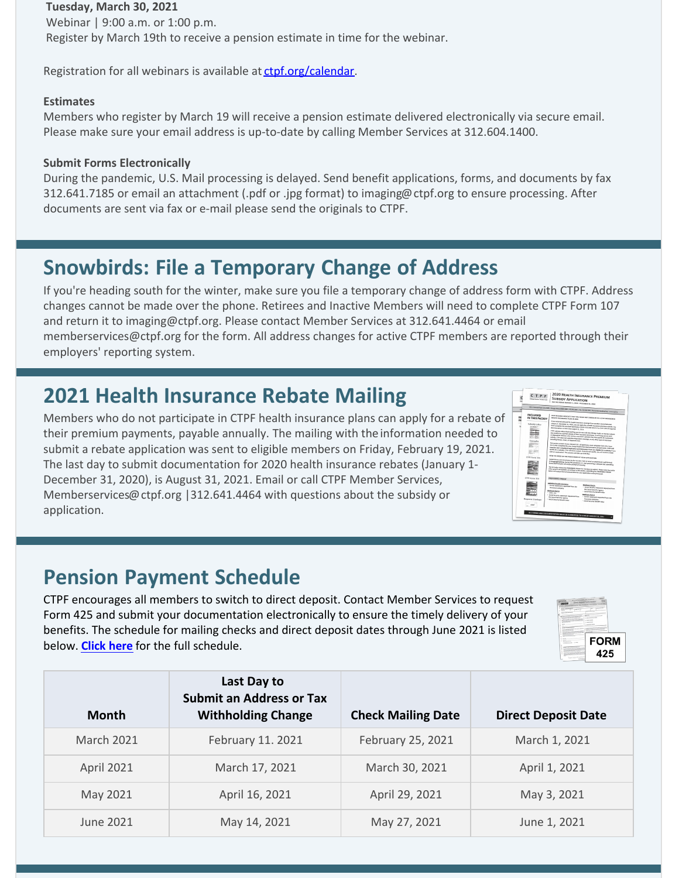**Tuesday, March 30, 2021**
Webinar | 9:00 a.m. or 1:00 p.m.
Register by March 19th to receive a pension estimate in time for the webinar.

Registration for all webinars is available at [ctpf.org/calendar](ctpf.org/calendar).

**Estimates**
Members who register by March 19 will receive a pension estimate delivered electronically via secure email. Please make sure your email address is up-to-date by calling Member Services at 312.604.1400.

**Submit Forms Electronically**
During the pandemic, U.S. Mail processing is delayed. Send benefit applications, forms, and documents by fax 312.641.7185 or email an attachment (.pdf or .jpg format) to imaging@ctpf.org to ensure processing. After documents are sent via fax or e-mail please send the originals to CTPF.

## Snowbirds: File a Temporary Change of Address

If you're heading south for the winter, make sure you file a temporary change of address form with CTPF. Address changes cannot be made over the phone. Retirees and Inactive Members will need to complete CTPF Form 107 and return it to imaging@ctpf.org. Please contact Member Services at 312.641.4464 or email memberservices@ctpf.org for the form. All address changes for active CTPF members are reported through their employers' reporting system.

## 2021 Health Insurance Rebate Mailing

Members who do not participate in CTPF health insurance plans can apply for a rebate of their premium payments, payable annually. The mailing with the information needed to submit a rebate application was sent to eligible members on Friday, February 19, 2021. The last day to submit documentation for 2020 health insurance rebates (January 1-December 31, 2020), is August 31, 2021. Email or call CTPF Member Services, Memberservices@ctpf.org |312.641.4464 with questions about the subsidy or application.

## Pension Payment Schedule

CTPF encourages all members to switch to direct deposit. Contact Member Services to request Form 425 and submit your documentation electronically to ensure the timely delivery of your benefits. The schedule for mailing checks and direct deposit dates through June 2021 is listed below. **Click here** for the full schedule.

| Month | Last Day to Submit an Address or Tax Withholding Change | Check Mailing Date | Direct Deposit Date |
|---|---|---|---|
| March 2021 | February 11. 2021 | February 25, 2021 | March 1, 2021 |
| April 2021 | March 17, 2021 | March 30, 2021 | April 1, 2021 |
| May 2021 | April 16, 2021 | April 29, 2021 | May 3, 2021 |
| June 2021 | May 14, 2021 | May 27, 2021 | June 1, 2021 |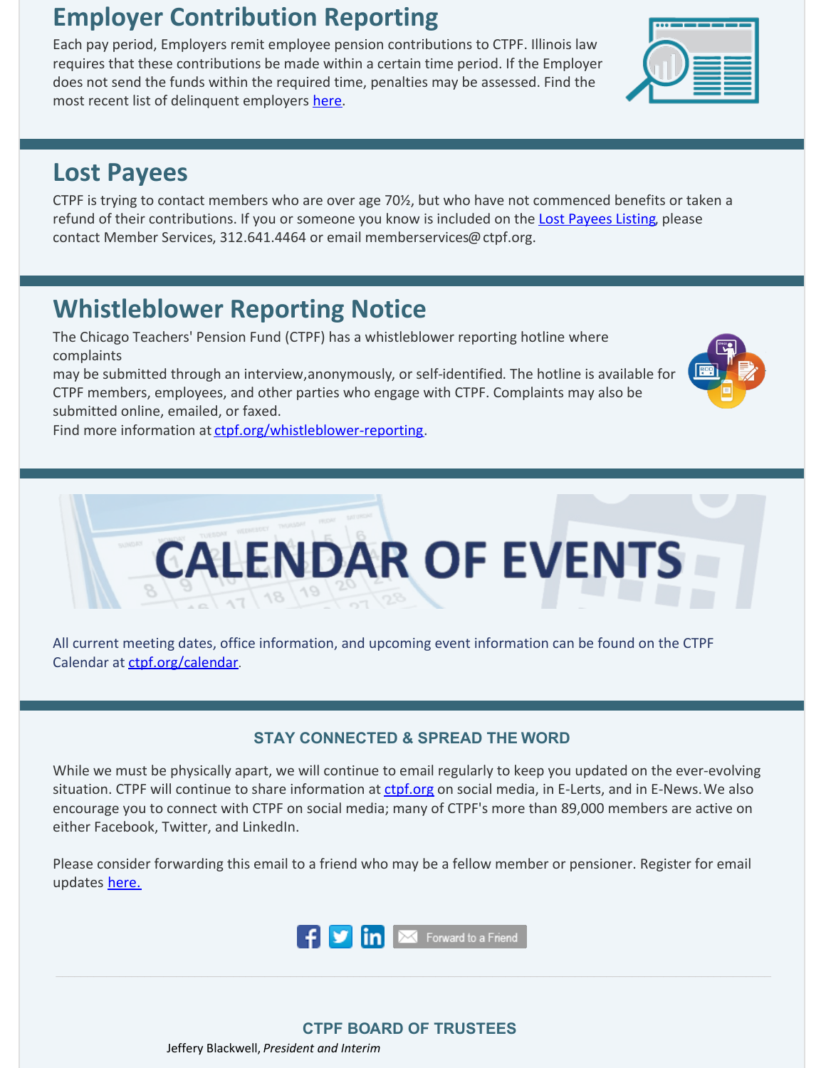## Employer Contribution Reporting

Each pay period, Employers remit employee pension contributions to CTPF. Illinois law requires that these contributions be made within a certain time period. If the Employer does not send the funds within the required time, penalties may be assessed. Find the most recent list of delinquent employers here.

## Lost Payees

CTPF is trying to contact members who are over age 70½, but who have not commenced benefits or taken a refund of their contributions. If you or someone you know is included on the Lost Payees Listing, please contact Member Services, 312.641.4464 or email memberservices@ctpf.org.

## Whistleblower Reporting Notice

The Chicago Teachers' Pension Fund (CTPF) has a whistleblower reporting hotline where complaints may be submitted through an interview,anonymously, or self-identified. The hotline is available for CTPF members, employees, and other parties who engage with CTPF. Complaints may also be submitted online, emailed, or faxed.
Find more information at ctpf.org/whistleblower-reporting.

## CALENDAR OF EVENTS

All current meeting dates, office information, and upcoming event information can be found on the CTPF Calendar at ctpf.org/calendar.

### STAY CONNECTED & SPREAD THE WORD

While we must be physically apart, we will continue to email regularly to keep you updated on the ever-evolving situation. CTPF will continue to share information at ctpf.org on social media, in E-Lerts, and in E-News. We also encourage you to connect with CTPF on social media; many of CTPF's more than 89,000 members are active on either Facebook, Twitter, and LinkedIn.

Please consider forwarding this email to a friend who may be a fellow member or pensioner. Register for email updates here.

Forward to a Friend

### CTPF BOARD OF TRUSTEES

Jeffery Blackwell, *President and Interim*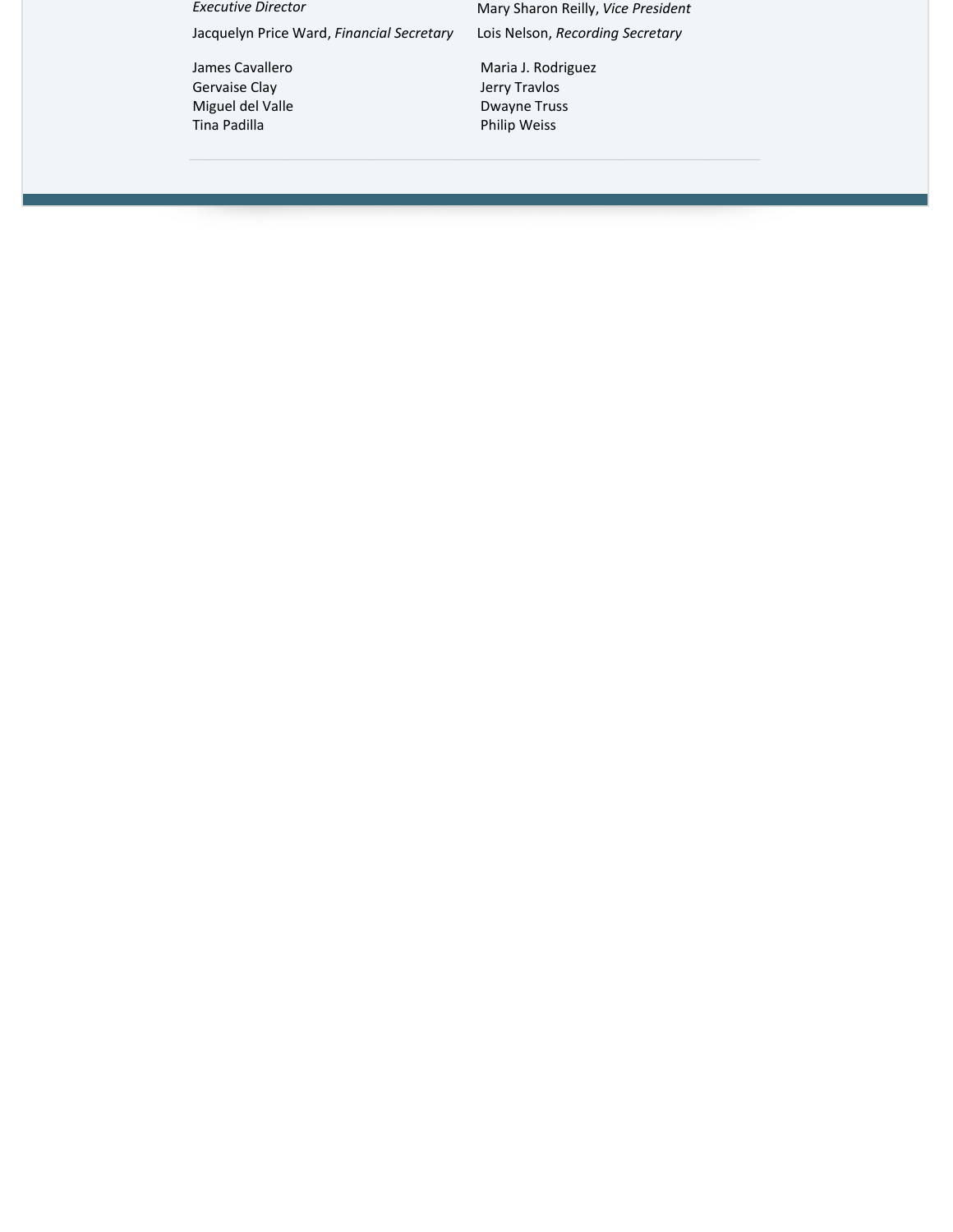*Executive Director*

Mary Sharon Reilly, *Vice President*

Jacquelyn Price Ward, *Financial Secretary*

Lois Nelson, *Recording Secretary*

James Cavallero
Gervaise Clay
Miguel del Valle
Tina Padilla

Maria J. Rodriguez
Jerry Travlos
Dwayne Truss
Philip Weiss